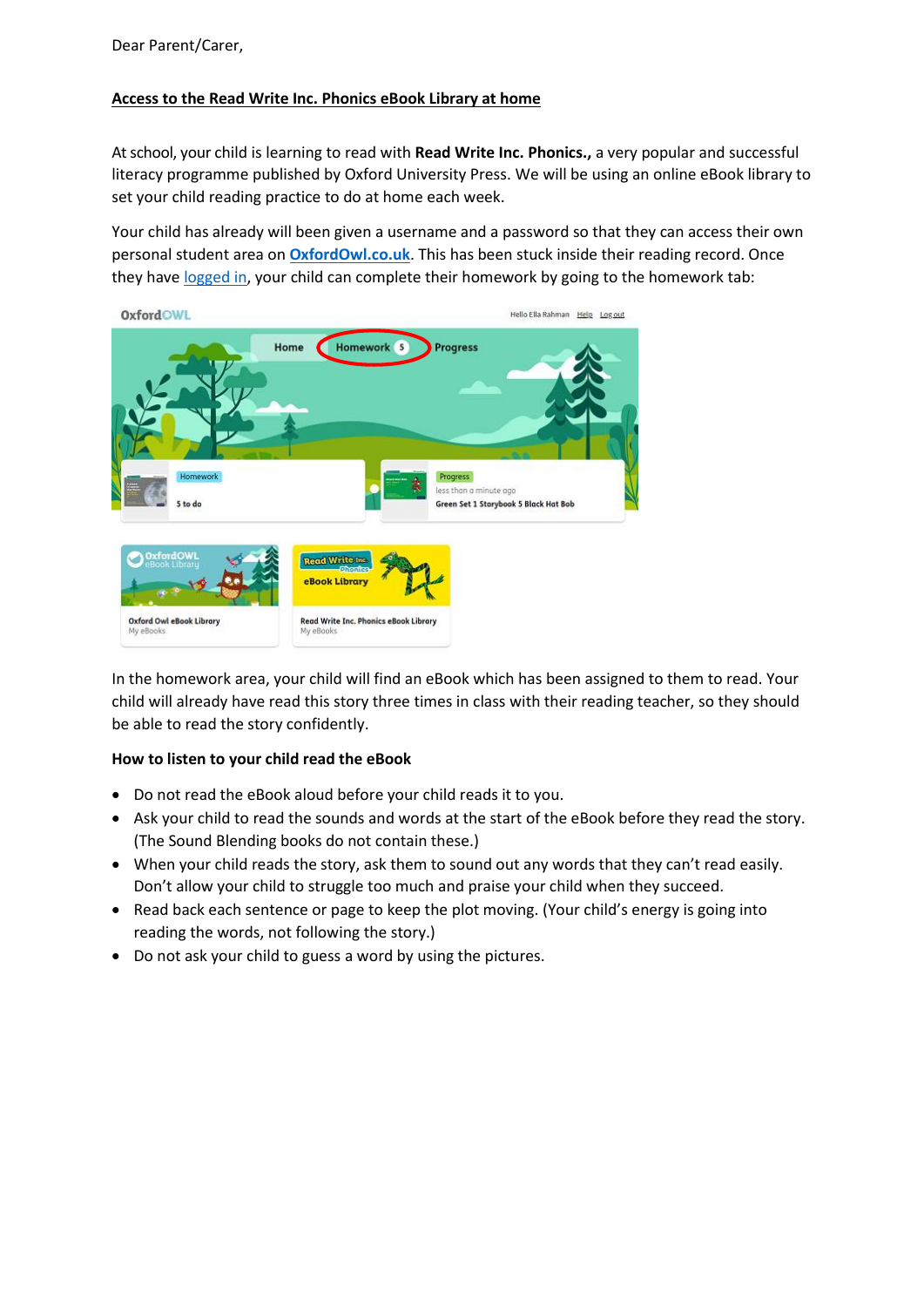Dear Parent/Carer,

**Access to the Read Write Inc. Phonics eBook Library at home**

At school, your child is learning to read with **Read Write Inc. Phonics.,** a very popular and successful literacy programme published by Oxford University Press. We will be using an online eBook library to set your child reading practice to do at home each week.

Your child has already will been given a username and a password so that they can access their own personal student area on **OxfordOwl.co.uk**. This has been stuck inside their reading record. Once they have logged in, your child can complete their homework by going to the homework tab:

In the homework area, your child will find an eBook which has been assigned to them to read. Your child will already have read this story three times in class with their reading teacher, so they should be able to read the story confidently.

**How to listen to your child read the eBook**

- Do not read the eBook aloud before your child reads it to you.
- Ask your child to read the sounds and words at the start of the eBook before they read the story. (The Sound Blending books do not contain these.)
- When your child reads the story, ask them to sound out any words that they can't read easily. Don't allow your child to struggle too much and praise your child when they succeed.
- Read back each sentence or page to keep the plot moving. (Your child's energy is going into reading the words, not following the story.)
- Do not ask your child to guess a word by using the pictures.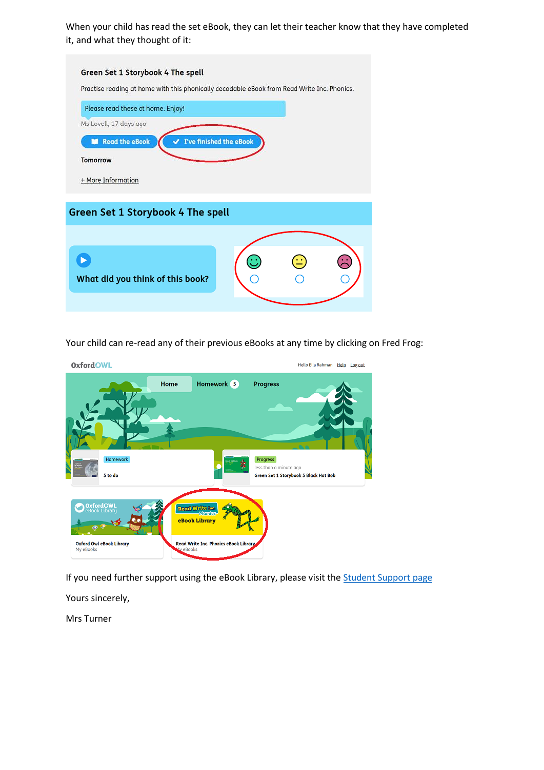When your child has read the set eBook, they can let their teacher know that they have completed it, and what they thought of it:

**Green Set 1 Storybook 4 The spell**

Practise reading at home with this phonically decodable eBook from Read Write Inc. Phonics.

Please read these at home. Enjoy!

Ms Lovell, 17 days ago

Read the eBook | I've finished the eBook

Tomorrow

+ More Information

**Green Set 1 Storybook 4 The spell**

What did you think of this book?

Your child can re-read any of their previous eBooks at any time by clicking on Fred Frog:

OxfordOWL

Hello Ella Rahman Help Log out

Home Homework 5 Progress

Homework

5 to do

Progress

less than a minute ago

Green Set 1 Storybook 5 Black Hat Bob

Oxford Owl eBook Library

My eBooks

Read Write Inc. Phonics eBook Library

My eBooks

If you need further support using the eBook Library, please visit the Student Support page

Yours sincerely,

Mrs Turner